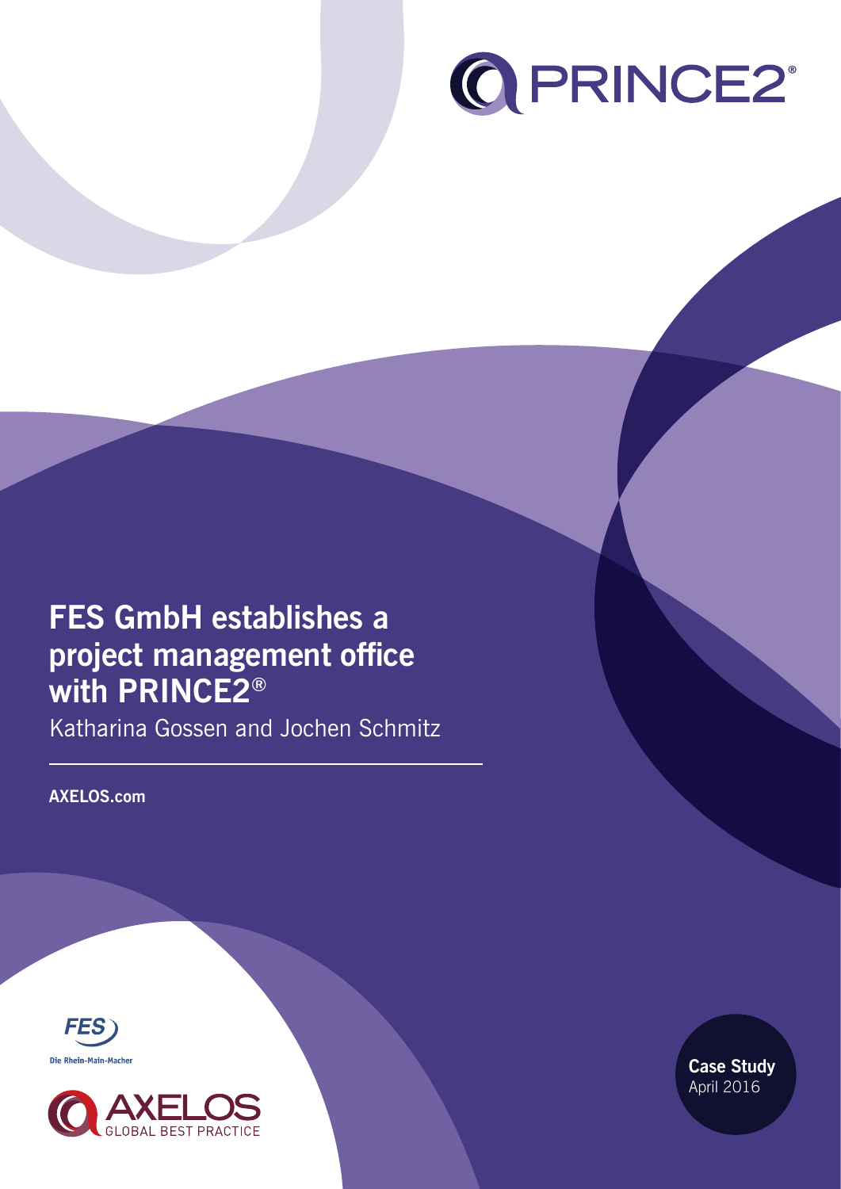PRINCE2®

# FES GmbH establishes a project management office with PRINCE2®

Katharina Gossen and Jochen Schmitz

AXELOS.com

FES

Die Rhein-Main-Macher

AXELOS GLOBAL BEST PRACTICE

**Case Study**
April 2016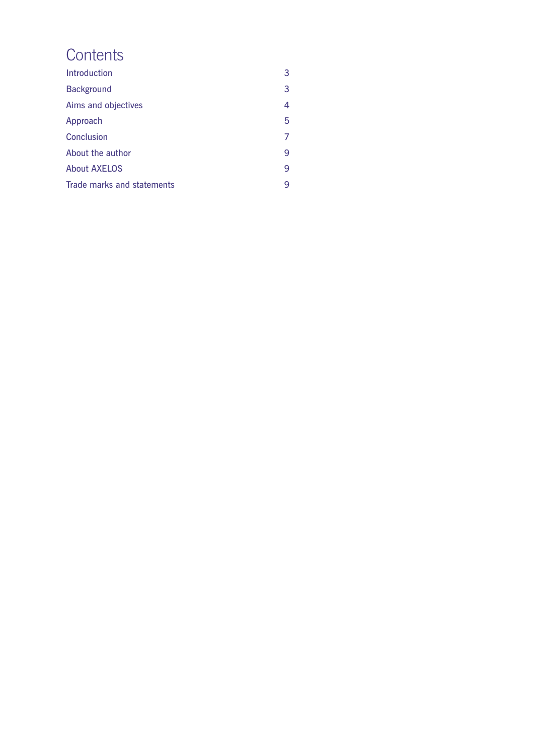# Contents

| | |
|---|---|
| Introduction | 3 |
| Background | 3 |
| Aims and objectives | 4 |
| Approach | 5 |
| Conclusion | 7 |
| About the author | 9 |
| About AXELOS | 9 |
| Trade marks and statements | 9 |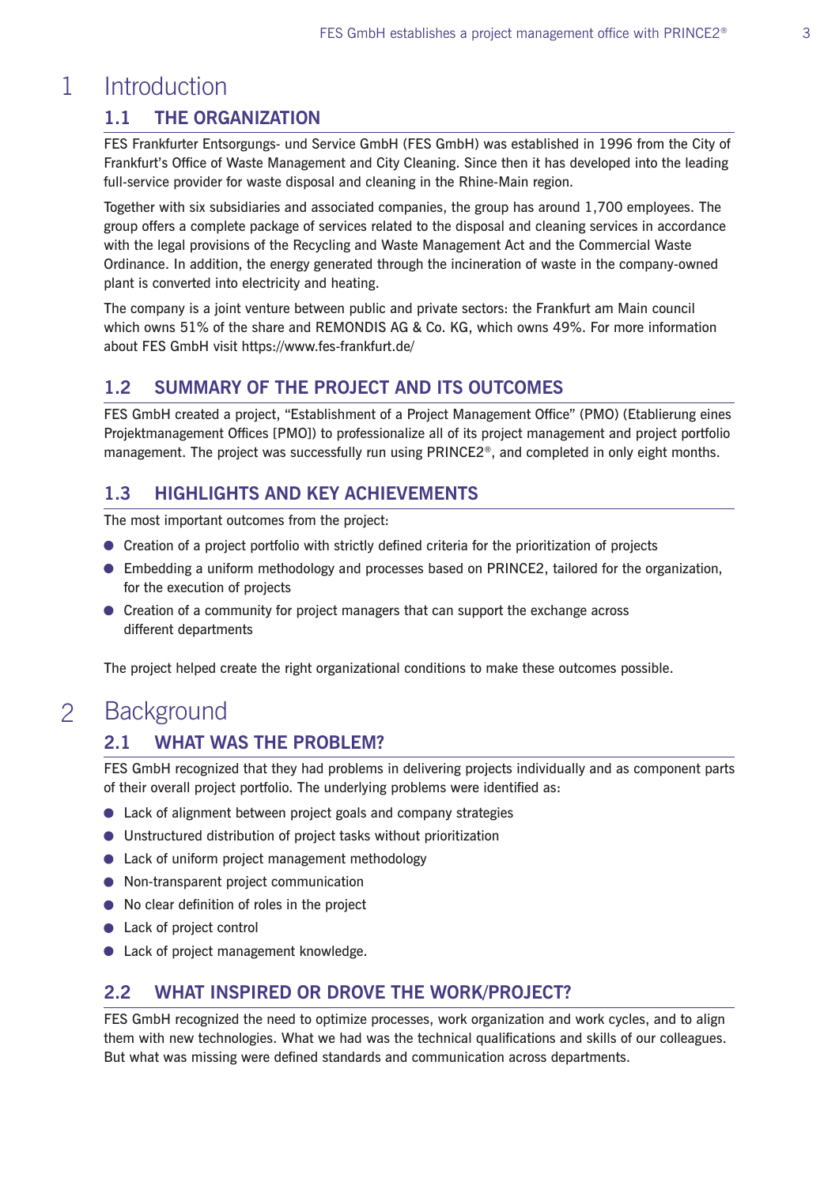# 1 Introduction

## 1.1 THE ORGANIZATION

FES Frankfurter Entsorgungs- und Service GmbH (FES GmbH) was established in 1996 from the City of Frankfurt's Office of Waste Management and City Cleaning. Since then it has developed into the leading full-service provider for waste disposal and cleaning in the Rhine-Main region.

Together with six subsidiaries and associated companies, the group has around 1,700 employees. The group offers a complete package of services related to the disposal and cleaning services in accordance with the legal provisions of the Recycling and Waste Management Act and the Commercial Waste Ordinance. In addition, the energy generated through the incineration of waste in the company-owned plant is converted into electricity and heating.

The company is a joint venture between public and private sectors: the Frankfurt am Main council which owns 51% of the share and REMONDIS AG & Co. KG, which owns 49%. For more information about FES GmbH visit https://www.fes-frankfurt.de/

## 1.2 SUMMARY OF THE PROJECT AND ITS OUTCOMES

FES GmbH created a project, "Establishment of a Project Management Office" (PMO) (Etablierung eines Projektmanagement Offices [PMO]) to professionalize all of its project management and project portfolio management. The project was successfully run using PRINCE2®, and completed in only eight months.

## 1.3 HIGHLIGHTS AND KEY ACHIEVEMENTS

The most important outcomes from the project:

- Creation of a project portfolio with strictly defined criteria for the prioritization of projects
- Embedding a uniform methodology and processes based on PRINCE2, tailored for the organization, for the execution of projects
- Creation of a community for project managers that can support the exchange across different departments

The project helped create the right organizational conditions to make these outcomes possible.

# 2 Background

## 2.1 WHAT WAS THE PROBLEM?

FES GmbH recognized that they had problems in delivering projects individually and as component parts of their overall project portfolio. The underlying problems were identified as:

- Lack of alignment between project goals and company strategies
- Unstructured distribution of project tasks without prioritization
- Lack of uniform project management methodology
- Non-transparent project communication
- No clear definition of roles in the project
- Lack of project control
- Lack of project management knowledge.

## 2.2 WHAT INSPIRED OR DROVE THE WORK/PROJECT?

FES GmbH recognized the need to optimize processes, work organization and work cycles, and to align them with new technologies. What we had was the technical qualifications and skills of our colleagues. But what was missing were defined standards and communication across departments.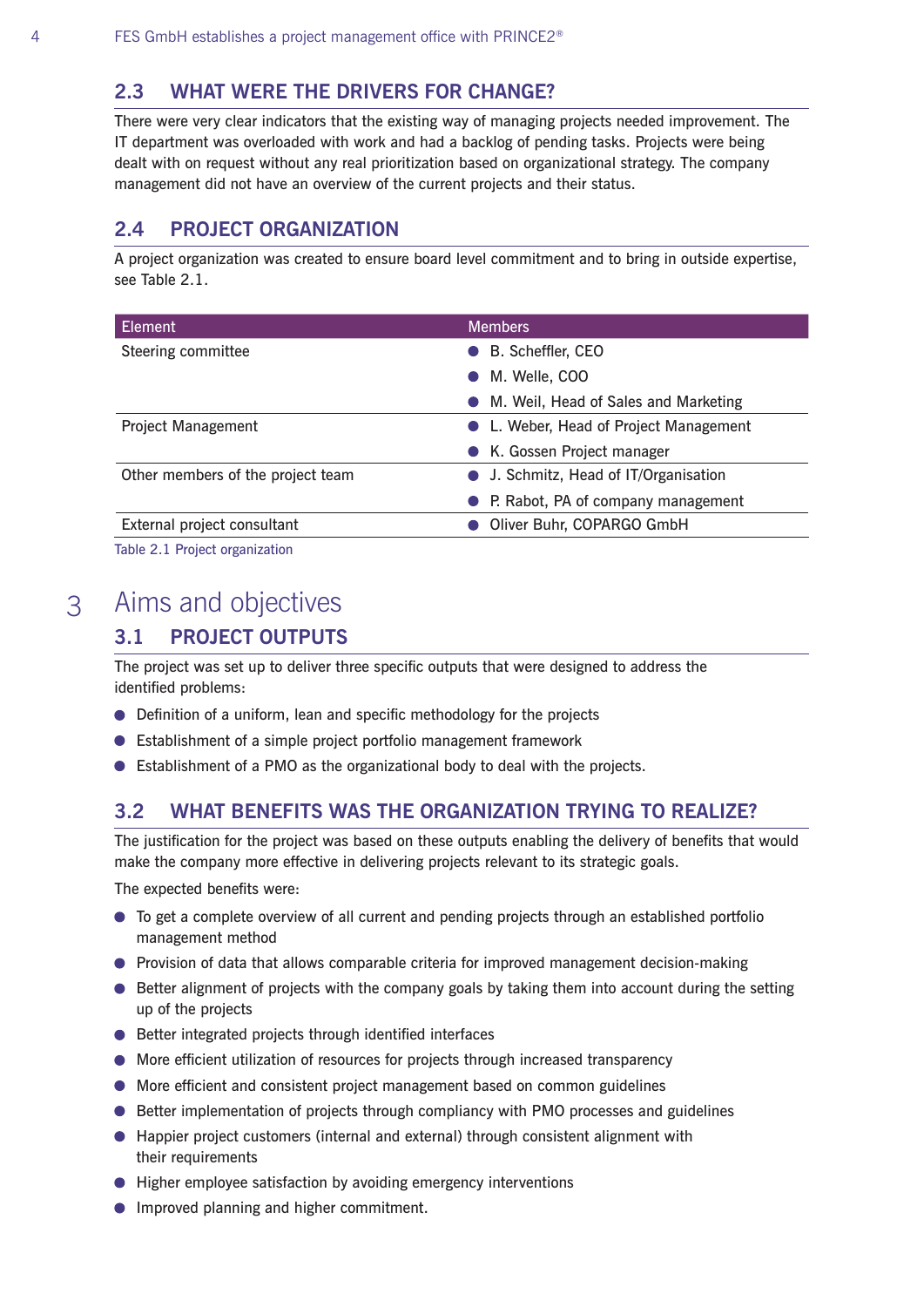## 2.3 WHAT WERE THE DRIVERS FOR CHANGE?

There were very clear indicators that the existing way of managing projects needed improvement. The IT department was overloaded with work and had a backlog of pending tasks. Projects were being dealt with on request without any real prioritization based on organizational strategy. The company management did not have an overview of the current projects and their status.

## 2.4 PROJECT ORGANIZATION

A project organization was created to ensure board level commitment and to bring in outside expertise, see Table 2.1.

| Element | Members |
|---|---|
| Steering committee | • B. Scheffler, CEO<br>• M. Welle, COO<br>• M. Weil, Head of Sales and Marketing |
| Project Management | • L. Weber, Head of Project Management<br>• K. Gossen Project manager |
| Other members of the project team | • J. Schmitz, Head of IT/Organisation<br>• P. Rabot, PA of company management |
| External project consultant | • Oliver Buhr, COPARGO GmbH |

Table 2.1 Project organization

# 3 Aims and objectives

## 3.1 PROJECT OUTPUTS

The project was set up to deliver three specific outputs that were designed to address the identified problems:

- Definition of a uniform, lean and specific methodology for the projects
- Establishment of a simple project portfolio management framework
- Establishment of a PMO as the organizational body to deal with the projects.

## 3.2 WHAT BENEFITS WAS THE ORGANIZATION TRYING TO REALIZE?

The justification for the project was based on these outputs enabling the delivery of benefits that would make the company more effective in delivering projects relevant to its strategic goals.

The expected benefits were:

- To get a complete overview of all current and pending projects through an established portfolio management method
- Provision of data that allows comparable criteria for improved management decision-making
- Better alignment of projects with the company goals by taking them into account during the setting up of the projects
- Better integrated projects through identified interfaces
- More efficient utilization of resources for projects through increased transparency
- More efficient and consistent project management based on common guidelines
- Better implementation of projects through compliancy with PMO processes and guidelines
- Happier project customers (internal and external) through consistent alignment with their requirements
- Higher employee satisfaction by avoiding emergency interventions
- Improved planning and higher commitment.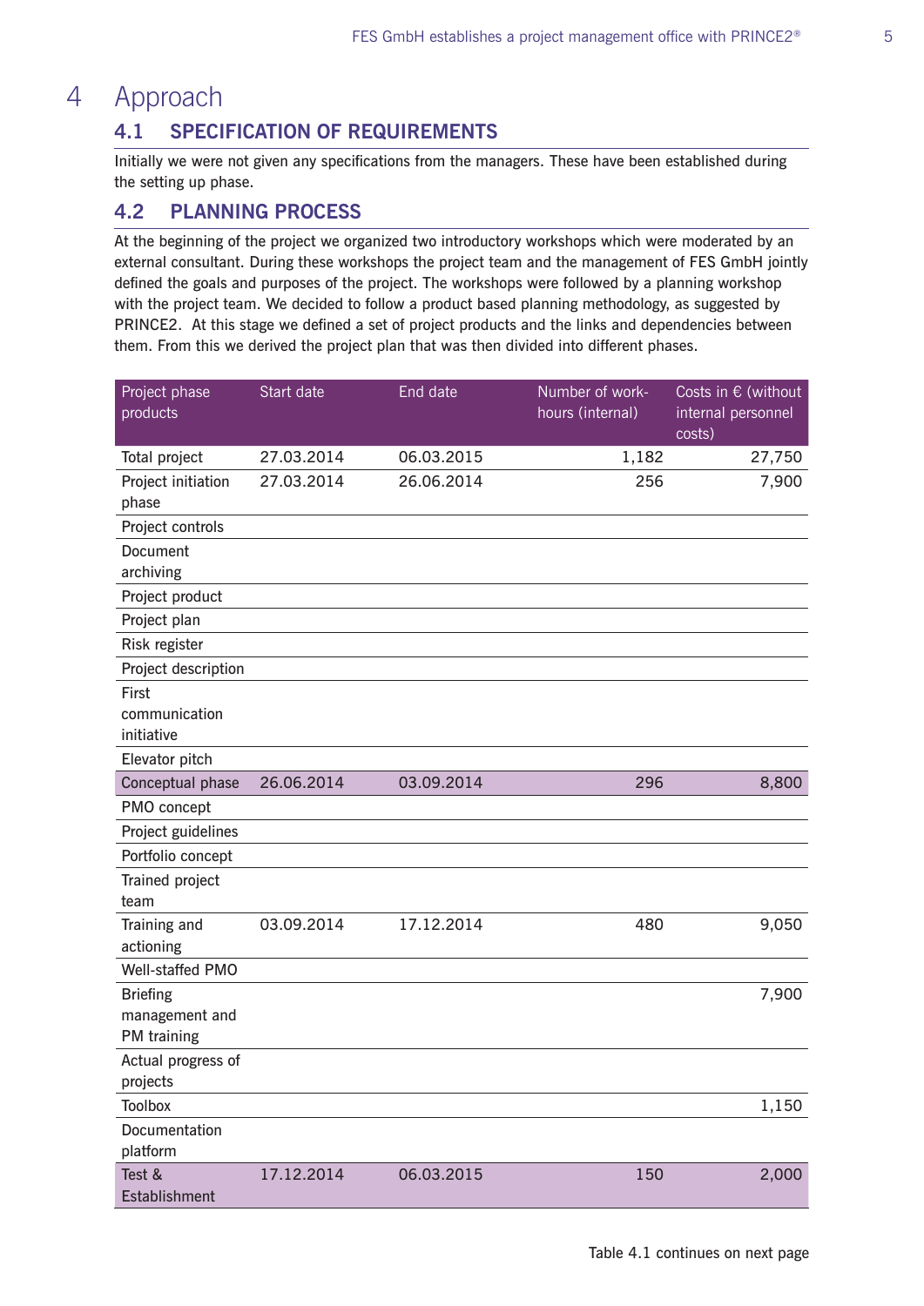# 4 Approach

## 4.1 SPECIFICATION OF REQUIREMENTS

Initially we were not given any specifications from the managers. These have been established during the setting up phase.

## 4.2 PLANNING PROCESS

At the beginning of the project we organized two introductory workshops which were moderated by an external consultant. During these workshops the project team and the management of FES GmbH jointly defined the goals and purposes of the project. The workshops were followed by a planning workshop with the project team. We decided to follow a product based planning methodology, as suggested by PRINCE2. At this stage we defined a set of project products and the links and dependencies between them. From this we derived the project plan that was then divided into different phases.

| Project phase products | Start date | End date | Number of work-hours (internal) | Costs in € (without internal personnel costs) |
|---|---|---|---|---|
| Total project | 27.03.2014 | 06.03.2015 | 1,182 | 27,750 |
| Project initiation phase | 27.03.2014 | 26.06.2014 | 256 | 7,900 |
| Project controls | | | | |
| Document archiving | | | | |
| Project product | | | | |
| Project plan | | | | |
| Risk register | | | | |
| Project description | | | | |
| First communication initiative | | | | |
| Elevator pitch | | | | |
| Conceptual phase | 26.06.2014 | 03.09.2014 | 296 | 8,800 |
| PMO concept | | | | |
| Project guidelines | | | | |
| Portfolio concept | | | | |
| Trained project team | | | | |
| Training and actioning | 03.09.2014 | 17.12.2014 | 480 | 9,050 |
| Well-staffed PMO | | | | |
| Briefing management and PM training | | | | 7,900 |
| Actual progress of projects | | | | |
| Toolbox | | | | 1,150 |
| Documentation platform | | | | |
| Test & Establishment | 17.12.2014 | 06.03.2015 | 150 | 2,000 |

Table 4.1 continues on next page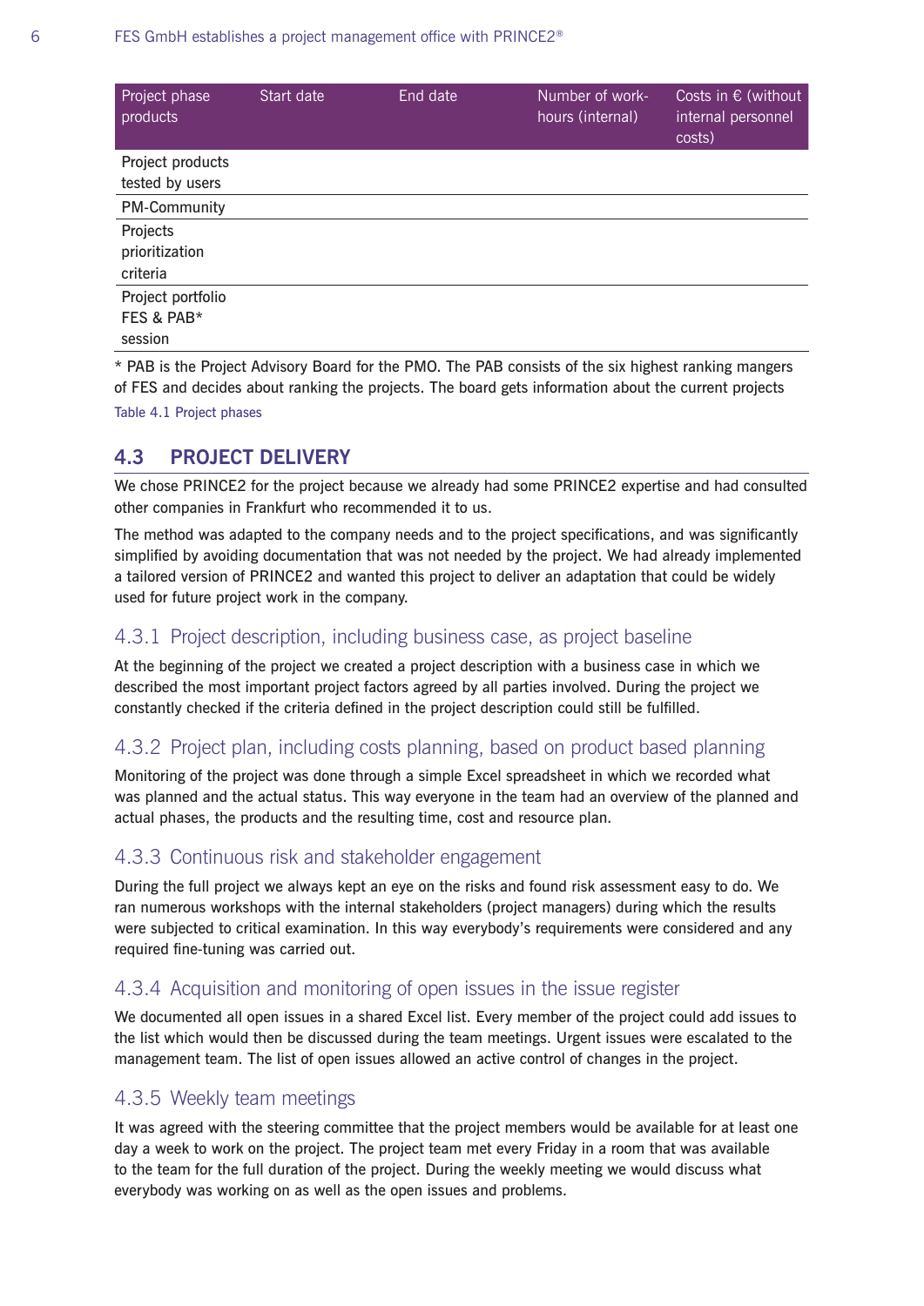| Project phase products | Start date | End date | Number of work-hours (internal) | Costs in € (without internal personnel costs) |
|---|---|---|---|---|
| Project products tested by users | | | | |
| PM-Community | | | | |
| Projects prioritization criteria | | | | |
| Project portfolio FES & PAB* session | | | | |

* PAB is the Project Advisory Board for the PMO. The PAB consists of the six highest ranking mangers of FES and decides about ranking the projects. The board gets information about the current projects

Table 4.1 Project phases

## 4.3 PROJECT DELIVERY

We chose PRINCE2 for the project because we already had some PRINCE2 expertise and had consulted other companies in Frankfurt who recommended it to us.

The method was adapted to the company needs and to the project specifications, and was significantly simplified by avoiding documentation that was not needed by the project. We had already implemented a tailored version of PRINCE2 and wanted this project to deliver an adaptation that could be widely used for future project work in the company.

### 4.3.1 Project description, including business case, as project baseline

At the beginning of the project we created a project description with a business case in which we described the most important project factors agreed by all parties involved. During the project we constantly checked if the criteria defined in the project description could still be fulfilled.

### 4.3.2 Project plan, including costs planning, based on product based planning

Monitoring of the project was done through a simple Excel spreadsheet in which we recorded what was planned and the actual status. This way everyone in the team had an overview of the planned and actual phases, the products and the resulting time, cost and resource plan.

### 4.3.3 Continuous risk and stakeholder engagement

During the full project we always kept an eye on the risks and found risk assessment easy to do. We ran numerous workshops with the internal stakeholders (project managers) during which the results were subjected to critical examination. In this way everybody's requirements were considered and any required fine-tuning was carried out.

### 4.3.4 Acquisition and monitoring of open issues in the issue register

We documented all open issues in a shared Excel list. Every member of the project could add issues to the list which would then be discussed during the team meetings. Urgent issues were escalated to the management team. The list of open issues allowed an active control of changes in the project.

### 4.3.5 Weekly team meetings

It was agreed with the steering committee that the project members would be available for at least one day a week to work on the project. The project team met every Friday in a room that was available to the team for the full duration of the project. During the weekly meeting we would discuss what everybody was working on as well as the open issues and problems.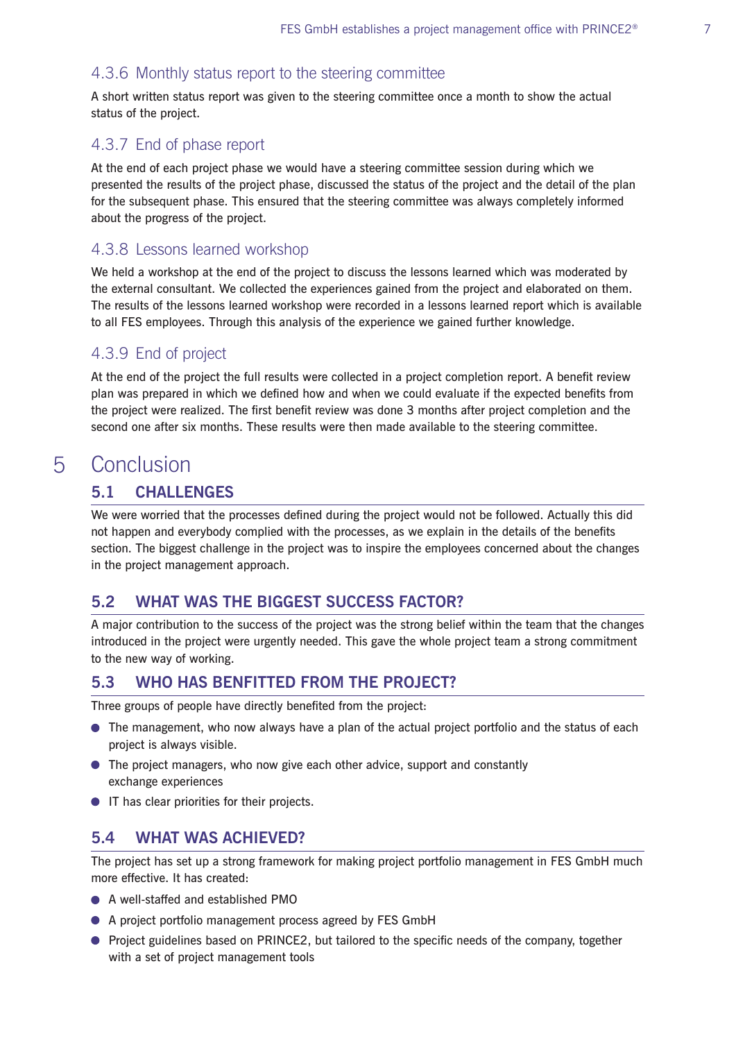### 4.3.6 Monthly status report to the steering committee

A short written status report was given to the steering committee once a month to show the actual status of the project.

### 4.3.7 End of phase report

At the end of each project phase we would have a steering committee session during which we presented the results of the project phase, discussed the status of the project and the detail of the plan for the subsequent phase. This ensured that the steering committee was always completely informed about the progress of the project.

### 4.3.8 Lessons learned workshop

We held a workshop at the end of the project to discuss the lessons learned which was moderated by the external consultant. We collected the experiences gained from the project and elaborated on them. The results of the lessons learned workshop were recorded in a lessons learned report which is available to all FES employees. Through this analysis of the experience we gained further knowledge.

### 4.3.9 End of project

At the end of the project the full results were collected in a project completion report. A benefit review plan was prepared in which we defined how and when we could evaluate if the expected benefits from the project were realized. The first benefit review was done 3 months after project completion and the second one after six months. These results were then made available to the steering committee.

# 5 Conclusion

## 5.1 CHALLENGES

We were worried that the processes defined during the project would not be followed. Actually this did not happen and everybody complied with the processes, as we explain in the details of the benefits section. The biggest challenge in the project was to inspire the employees concerned about the changes in the project management approach.

## 5.2 WHAT WAS THE BIGGEST SUCCESS FACTOR?

A major contribution to the success of the project was the strong belief within the team that the changes introduced in the project were urgently needed. This gave the whole project team a strong commitment to the new way of working.

## 5.3 WHO HAS BENFITTED FROM THE PROJECT?

Three groups of people have directly benefited from the project:

- The management, who now always have a plan of the actual project portfolio and the status of each project is always visible.
- The project managers, who now give each other advice, support and constantly exchange experiences
- IT has clear priorities for their projects.

## 5.4 WHAT WAS ACHIEVED?

The project has set up a strong framework for making project portfolio management in FES GmbH much more effective. It has created:

- A well-staffed and established PMO
- A project portfolio management process agreed by FES GmbH
- Project guidelines based on PRINCE2, but tailored to the specific needs of the company, together with a set of project management tools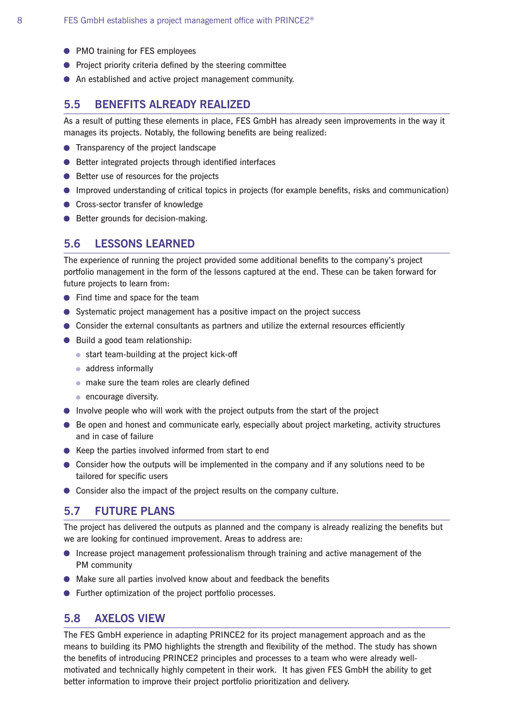- PMO training for FES employees
- Project priority criteria defined by the steering committee
- An established and active project management community.

## 5.5 BENEFITS ALREADY REALIZED

As a result of putting these elements in place, FES GmbH has already seen improvements in the way it manages its projects. Notably, the following benefits are being realized:

- Transparency of the project landscape
- Better integrated projects through identified interfaces
- Better use of resources for the projects
- Improved understanding of critical topics in projects (for example benefits, risks and communication)
- Cross-sector transfer of knowledge
- Better grounds for decision-making.

## 5.6 LESSONS LEARNED

The experience of running the project provided some additional benefits to the company's project portfolio management in the form of the lessons captured at the end. These can be taken forward for future projects to learn from:

- Find time and space for the team
- Systematic project management has a positive impact on the project success
- Consider the external consultants as partners and utilize the external resources efficiently
- Build a good team relationship:
  - start team-building at the project kick-off
  - address informally
  - make sure the team roles are clearly defined
  - encourage diversity.
- Involve people who will work with the project outputs from the start of the project
- Be open and honest and communicate early, especially about project marketing, activity structures and in case of failure
- Keep the parties involved informed from start to end
- Consider how the outputs will be implemented in the company and if any solutions need to be tailored for specific users
- Consider also the impact of the project results on the company culture.

## 5.7 FUTURE PLANS

The project has delivered the outputs as planned and the company is already realizing the benefits but we are looking for continued improvement. Areas to address are:

- Increase project management professionalism through training and active management of the PM community
- Make sure all parties involved know about and feedback the benefits
- Further optimization of the project portfolio processes.

## 5.8 AXELOS VIEW

The FES GmbH experience in adapting PRINCE2 for its project management approach and as the means to building its PMO highlights the strength and flexibility of the method. The study has shown the benefits of introducing PRINCE2 principles and processes to a team who were already well-motivated and technically highly competent in their work. It has given FES GmbH the ability to get better information to improve their project portfolio prioritization and delivery.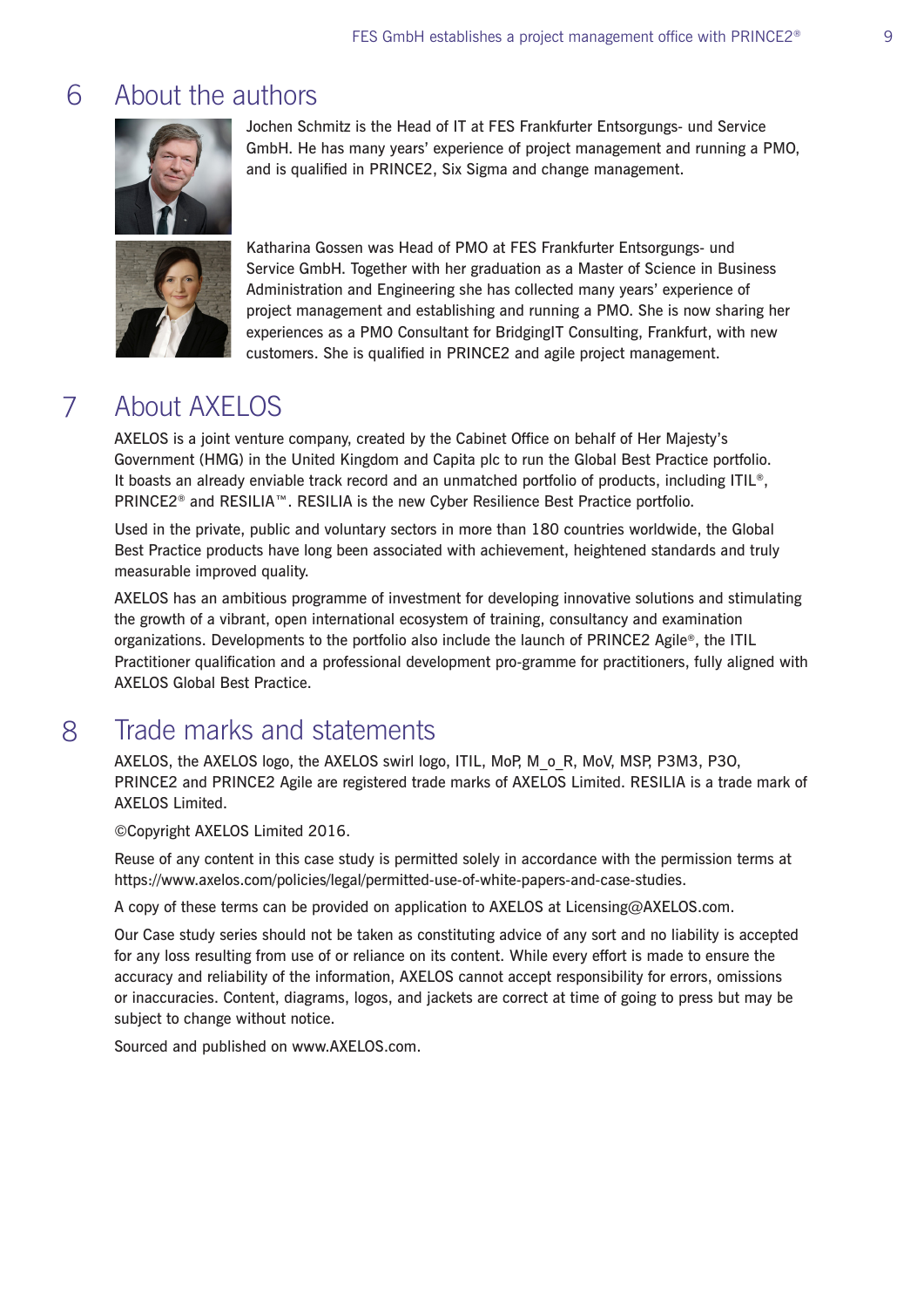# 6 About the authors

Jochen Schmitz is the Head of IT at FES Frankfurter Entsorgungs- und Service GmbH. He has many years' experience of project management and running a PMO, and is qualified in PRINCE2, Six Sigma and change management.

Katharina Gossen was Head of PMO at FES Frankfurter Entsorgungs- und Service GmbH. Together with her graduation as a Master of Science in Business Administration and Engineering she has collected many years' experience of project management and establishing and running a PMO. She is now sharing her experiences as a PMO Consultant for BridgingIT Consulting, Frankfurt, with new customers. She is qualified in PRINCE2 and agile project management.

# 7 About AXELOS

AXELOS is a joint venture company, created by the Cabinet Office on behalf of Her Majesty's Government (HMG) in the United Kingdom and Capita plc to run the Global Best Practice portfolio. It boasts an already enviable track record and an unmatched portfolio of products, including ITIL®, PRINCE2® and RESILIA™. RESILIA is the new Cyber Resilience Best Practice portfolio.

Used in the private, public and voluntary sectors in more than 180 countries worldwide, the Global Best Practice products have long been associated with achievement, heightened standards and truly measurable improved quality.

AXELOS has an ambitious programme of investment for developing innovative solutions and stimulating the growth of a vibrant, open international ecosystem of training, consultancy and examination organizations. Developments to the portfolio also include the launch of PRINCE2 Agile®, the ITIL Practitioner qualification and a professional development pro-gramme for practitioners, fully aligned with AXELOS Global Best Practice.

# 8 Trade marks and statements

AXELOS, the AXELOS logo, the AXELOS swirl logo, ITIL, MoP, M_o_R, MoV, MSP, P3M3, P3O, PRINCE2 and PRINCE2 Agile are registered trade marks of AXELOS Limited. RESILIA is a trade mark of AXELOS Limited.

©Copyright AXELOS Limited 2016.

Reuse of any content in this case study is permitted solely in accordance with the permission terms at https://www.axelos.com/policies/legal/permitted-use-of-white-papers-and-case-studies.

A copy of these terms can be provided on application to AXELOS at Licensing@AXELOS.com.

Our Case study series should not be taken as constituting advice of any sort and no liability is accepted for any loss resulting from use of or reliance on its content. While every effort is made to ensure the accuracy and reliability of the information, AXELOS cannot accept responsibility for errors, omissions or inaccuracies. Content, diagrams, logos, and jackets are correct at time of going to press but may be subject to change without notice.

Sourced and published on www.AXELOS.com.